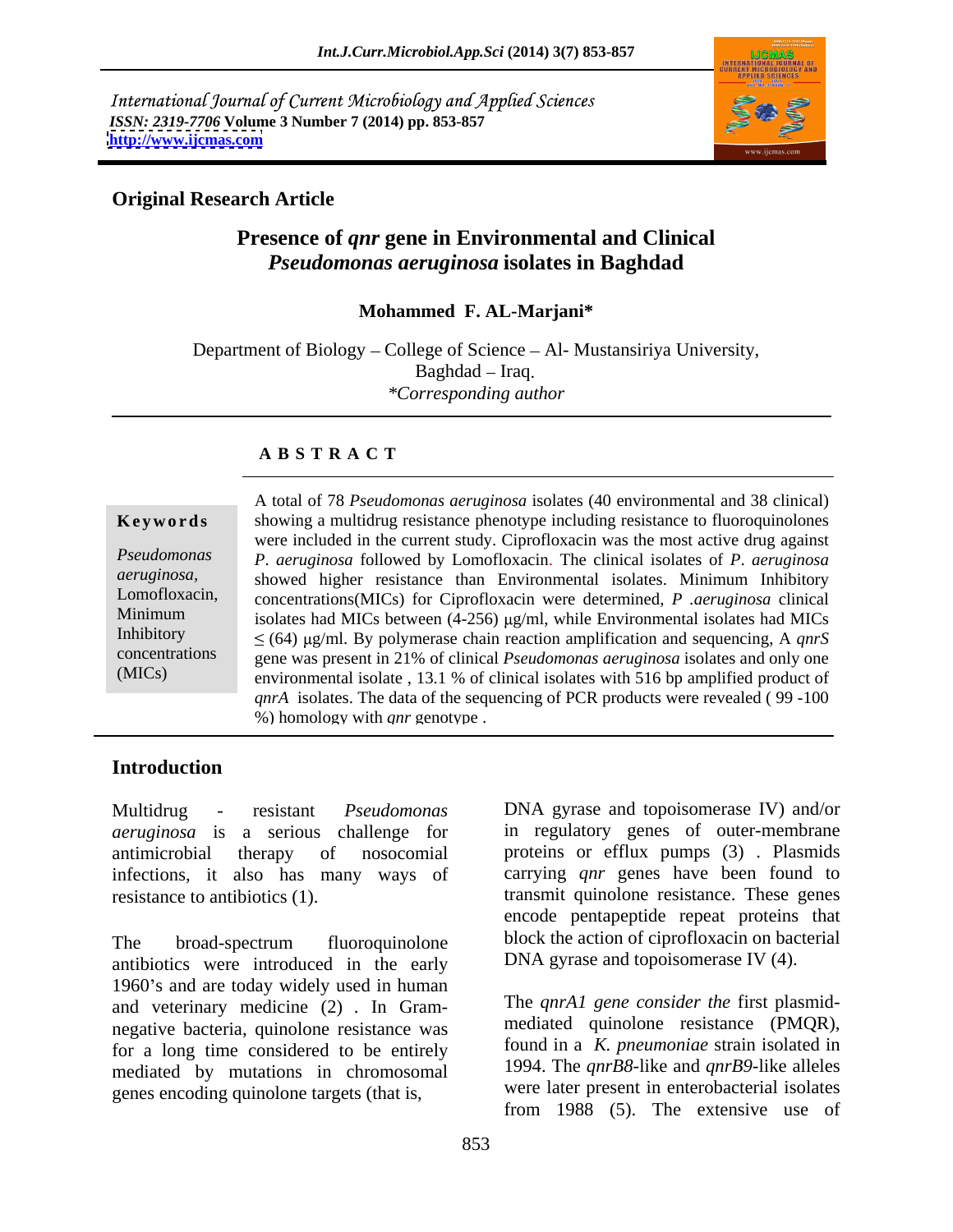International Journal of Current Microbiology and Applied Sciences
*ISSN: 2319-7706* **Volume 3 Number 7 (2014) pp. 853-857**
**http://www.ijcmas.com**

**Original Research Article**

# Presence of *qnr* gene in Environmental and Clinical *Pseudomonas aeruginosa* isolates in Baghdad

**Mohammed F. AL-Marjani***

Department of Biology – College of Science – Al- Mustansiriya University, Baghdad – Iraq.
*\*Corresponding author*

## ABSTRACT

**Keywords**

*Pseudomonas aeruginosa*, Lomofloxacin, Minimum Inhibitory concentrations (MICs)

A total of 78 *Pseudomonas aeruginosa* isolates (40 environmental and 38 clinical) showing a multidrug resistance phenotype including resistance to fluoroquinolones were included in the current study. Ciprofloxacin was the most active drug against *P. aeruginosa* followed by Lomofloxacin. The clinical isolates of *P. aeruginosa* showed higher resistance than Environmental isolates. Minimum Inhibitory concentrations(MICs) for Ciprofloxacin were determined, *P .aeruginosa* clinical isolates had MICs between (4-256) μg/ml, while Environmental isolates had MICs ≤ (64) μg/ml. By polymerase chain reaction amplification and sequencing, A *qnrS* gene was present in 21% of clinical *Pseudomonas aeruginosa* isolates and only one environmental isolate , 13.1 % of clinical isolates with 516 bp amplified product of *qnrA* isolates. The data of the sequencing of PCR products were revealed ( 99 -100 %) homology with *qnr* genotype .

## Introduction

Multidrug - resistant *Pseudomonas aeruginosa* is a serious challenge for antimicrobial therapy of nosocomial infections, it also has many ways of resistance to antibiotics (1).

The broad-spectrum fluoroquinolone antibiotics were introduced in the early 1960's and are today widely used in human and veterinary medicine (2) . In Gram-negative bacteria, quinolone resistance was for a long time considered to be entirely mediated by mutations in chromosomal genes encoding quinolone targets (that is, DNA gyrase and topoisomerase IV) and/or in regulatory genes of outer-membrane proteins or efflux pumps (3) . Plasmids carrying *qnr* genes have been found to transmit quinolone resistance. These genes encode pentapeptide repeat proteins that block the action of ciprofloxacin on bacterial DNA gyrase and topoisomerase IV (4).

The *qnrA1 gene consider the* first plasmid-mediated quinolone resistance (PMQR), found in a *K. pneumoniae* strain isolated in 1994. The *qnrB8*-like and *qnrB9*-like alleles were later present in enterobacterial isolates from 1988 (5). The extensive use of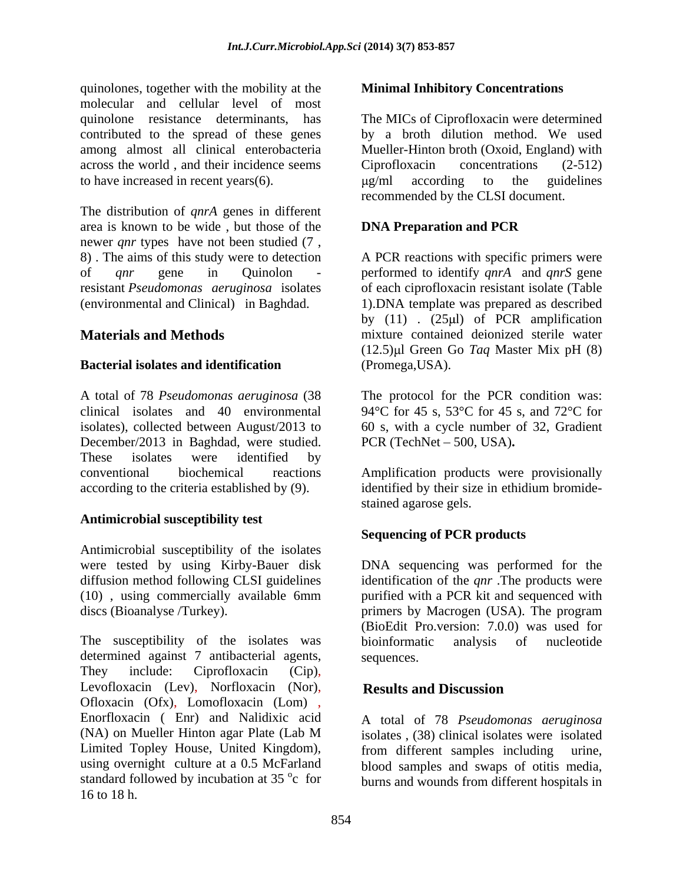quinolones, together with the mobility at the molecular and cellular level of most quinolone resistance determinants, has contributed to the spread of these genes among almost all clinical enterobacteria across the world , and their incidence seems to have increased in recent years(6).

The distribution of *qnrA* genes in different area is known to be wide , but those of the newer *qnr* types have not been studied (7 , 8) . The aims of this study were to detection of *qnr* gene in Quinolon - resistant *Pseudomonas aeruginosa* isolates (environmental and Clinical) in Baghdad.

## Materials and Methods

### Bacterial isolates and identification

A total of 78 *Pseudomonas aeruginosa* (38 clinical isolates and 40 environmental isolates), collected between August/2013 to December/2013 in Baghdad, were studied. These isolates were identified by conventional biochemical reactions according to the criteria established by (9).

### Antimicrobial susceptibility test

Antimicrobial susceptibility of the isolates were tested by using Kirby-Bauer disk diffusion method following CLSI guidelines (10) , using commercially available 6mm discs (Bioanalyse /Turkey).

The susceptibility of the isolates was determined against 7 antibacterial agents, They include: Ciprofloxacin (Cip), Levofloxacin (Lev), Norfloxacin (Nor), Ofloxacin (Ofx), Lomofloxacin (Lom) , Enorfloxacin ( Enr) and Nalidixic acid (NA) on Mueller Hinton agar Plate (Lab M Limited Topley House, United Kingdom), using overnight culture at a 0.5 McFarland standard followed by incubation at 35 $^{o}$c for 16 to 18 h.

### Minimal Inhibitory Concentrations

The MICs of Ciprofloxacin were determined by a broth dilution method. We used Mueller-Hinton broth (Oxoid, England) with Ciprofloxacin concentrations (2-512) μg/ml according to the guidelines recommended by the CLSI document.

### DNA Preparation and PCR

A PCR reactions with specific primers were performed to identify *qnrA* and *qnrS* gene of each ciprofloxacin resistant isolate (Table 1).DNA template was prepared as described by (11) . (25μl) of PCR amplification mixture contained deionized sterile water (12.5)μl Green Go *Taq* Master Mix pH (8) (Promega,USA).

The protocol for the PCR condition was: 94°C for 45 s, 53°C for 45 s, and 72°C for 60 s, with a cycle number of 32, Gradient PCR (TechNet – 500, USA)**.**

Amplification products were provisionally identified by their size in ethidium bromide-stained agarose gels.

### Sequencing of PCR products

DNA sequencing was performed for the identification of the *qnr* .The products were purified with a PCR kit and sequenced with primers by Macrogen (USA). The program (BioEdit Pro.version: 7.0.0) was used for bioinformatic analysis of nucleotide sequences.

## Results and Discussion

A total of 78 *Pseudomonas aeruginosa* isolates , (38) clinical isolates were isolated from different samples including urine, blood samples and swaps of otitis media, burns and wounds from different hospitals in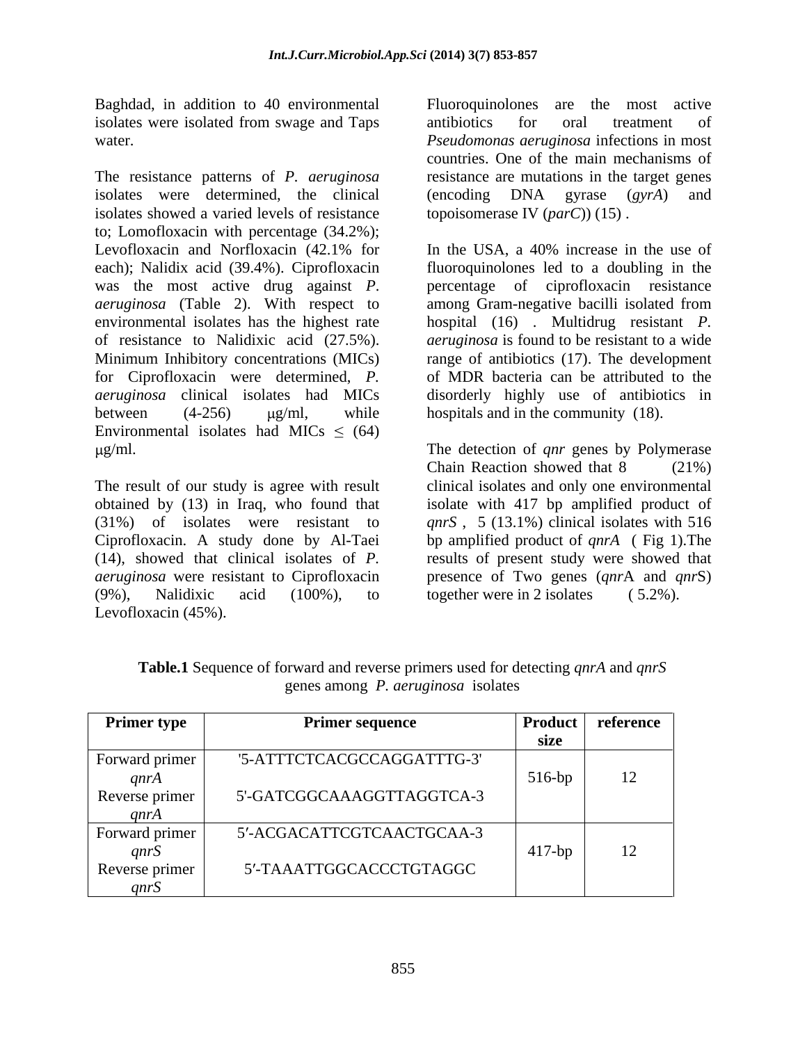Baghdad, in addition to 40 environmental isolates were isolated from swage and Taps water.

The resistance patterns of *P. aeruginosa* isolates were determined, the clinical isolates showed a varied levels of resistance to; Lomofloxacin with percentage (34.2%); Levofloxacin and Norfloxacin (42.1% for each); Nalidix acid (39.4%). Ciprofloxacin was the most active drug against *P. aeruginosa* (Table 2). With respect to environmental isolates has the highest rate of resistance to Nalidixic acid (27.5%). Minimum Inhibitory concentrations (MICs) for Ciprofloxacin were determined, *P. aeruginosa* clinical isolates had MICs between (4-256) μg/ml, while Environmental isolates had MICs ≤ (64) μg/ml.

The result of our study is agree with result obtained by (13) in Iraq, who found that (31%) of isolates were resistant to Ciprofloxacin. A study done by Al-Taei (14), showed that clinical isolates of *P. aeruginosa* were resistant to Ciprofloxacin (9%), Nalidixic acid (100%), to Levofloxacin (45%).

Fluoroquinolones are the most active antibiotics for oral treatment of *Pseudomonas aeruginosa* infections in most countries. One of the main mechanisms of resistance are mutations in the target genes (encoding DNA gyrase (*gyrA*) and topoisomerase IV (*parC*)) (15) .

In the USA, a 40% increase in the use of fluoroquinolones led to a doubling in the percentage of ciprofloxacin resistance among Gram-negative bacilli isolated from hospital (16) . Multidrug resistant *P. aeruginosa* is found to be resistant to a wide range of antibiotics (17). The development of MDR bacteria can be attributed to the disorderly highly use of antibiotics in hospitals and in the community (18).

The detection of *qnr* genes by Polymerase Chain Reaction showed that 8 (21%) clinical isolates and only one environmental isolate with 417 bp amplified product of *qnrS* , 5 (13.1%) clinical isolates with 516 bp amplified product of *qnrA* ( Fig 1).The results of present study were showed that presence of Two genes (*qnr*A and *qnr*S) together were in 2 isolates ( 5.2%).

**Table.1** Sequence of forward and reverse primers used for detecting *qnrA* and *qnrS* genes among *P. aeruginosa* isolates

| Primer type | Primer sequence | Product size | reference |
|---|---|---|---|
| Forward primer *qnrA* | '5-ATTTCTCACGCCAGGATTTG-3' | 516-bp | 12 |
| Reverse primer *qnrA* | 5'-GATCGGCAAAGGTTAGGTCA-3 | | |
| Forward primer *qnrS* | 5′-ACGACATTCGTCAACTGCAA-3 | 417-bp | 12 |
| Reverse primer *qnrS* | 5′-TAAATTGGCACCCTGTAGGC | | |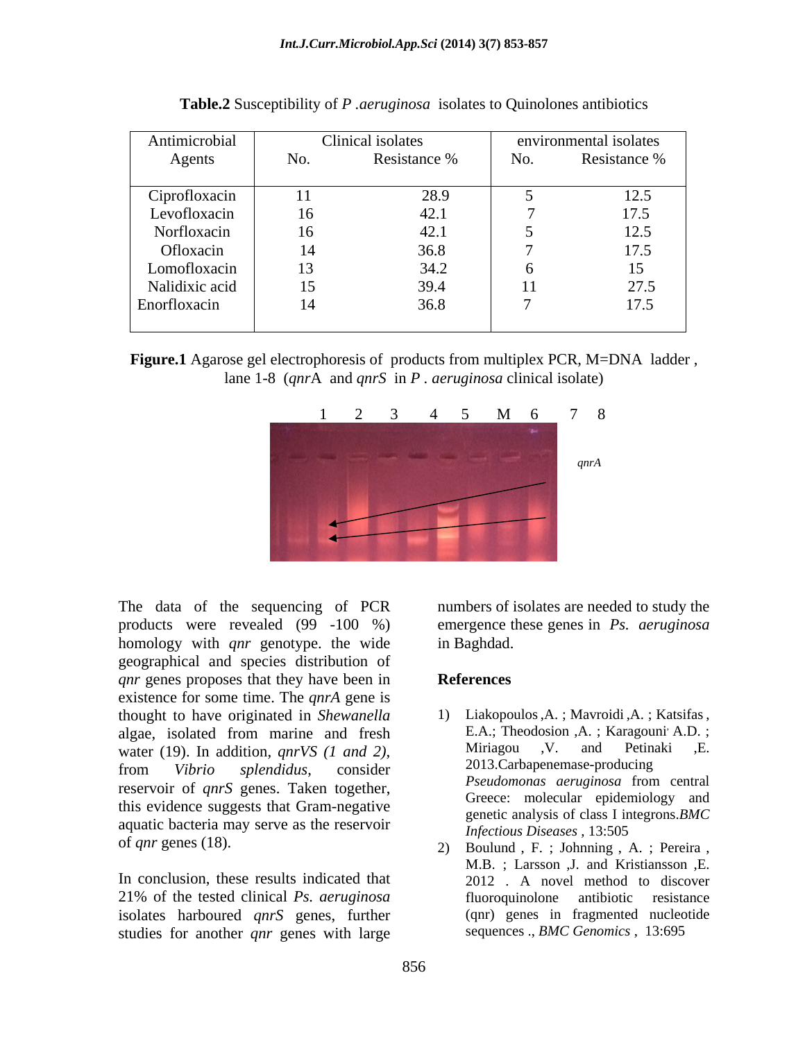**Table.2** Susceptibility of *P .aeruginosa* isolates to Quinolones antibiotics

| Antimicrobial Agents | Clinical isolates | | environmental isolates | |
|---|---|---|---|---|
| | No. | Resistance % | No. | Resistance % |
| Ciprofloxacin | 11 | 28.9 | 5 | 12.5 |
| Levofloxacin | 16 | 42.1 | 7 | 17.5 |
| Norfloxacin | 16 | 42.1 | 5 | 12.5 |
| Ofloxacin | 14 | 36.8 | 7 | 17.5 |
| Lomofloxacin | 13 | 34.2 | 6 | 15 |
| Nalidixic acid | 15 | 39.4 | 11 | 27.5 |
| Enorfloxacin | 14 | 36.8 | 7 | 17.5 |

**Figure.1** Agarose gel electrophoresis of products from multiplex PCR, M=DNA ladder , lane 1-8 (*qnr*A and *qnrS* in *P . aeruginosa* clinical isolate)

The data of the sequencing of PCR products were revealed (99 -100 %) homology with *qnr* genotype. the wide geographical and species distribution of *qnr* genes proposes that they have been in existence for some time. The *qnrA* gene is thought to have originated in *Shewanella* algae, isolated from marine and fresh water (19). In addition, *qnrVS (1 and 2)*, from *Vibrio splendidus*, consider reservoir of *qnrS* genes. Taken together, this evidence suggests that Gram-negative aquatic bacteria may serve as the reservoir of *qnr* genes (18).

In conclusion, these results indicated that 21% of the tested clinical *Ps. aeruginosa* isolates harboured *qnrS* genes, further studies for another *qnr* genes with large numbers of isolates are needed to study the emergence these genes in *Ps. aeruginosa* in Baghdad.

## References

1) Liakopoulos ,A. ; Mavroidi ,A. ; Katsifas , E.A.; Theodosion ,A. ; Karagouni A.D. ; Miriagou ,V. and Petinaki ,E. 2013.Carbapenemase-producing *Pseudomonas aeruginosa* from central Greece: molecular epidemiology and genetic analysis of class I integrons.*BMC Infectious Diseases* , 13:505
2) Boulund , F. ; Johnning , A. ; Pereira , M.B. ; Larsson ,J. and Kristiansson ,E. 2012 . A novel method to discover fluoroquinolone antibiotic resistance (qnr) genes in fragmented nucleotide sequences ., *BMC Genomics* , 13:695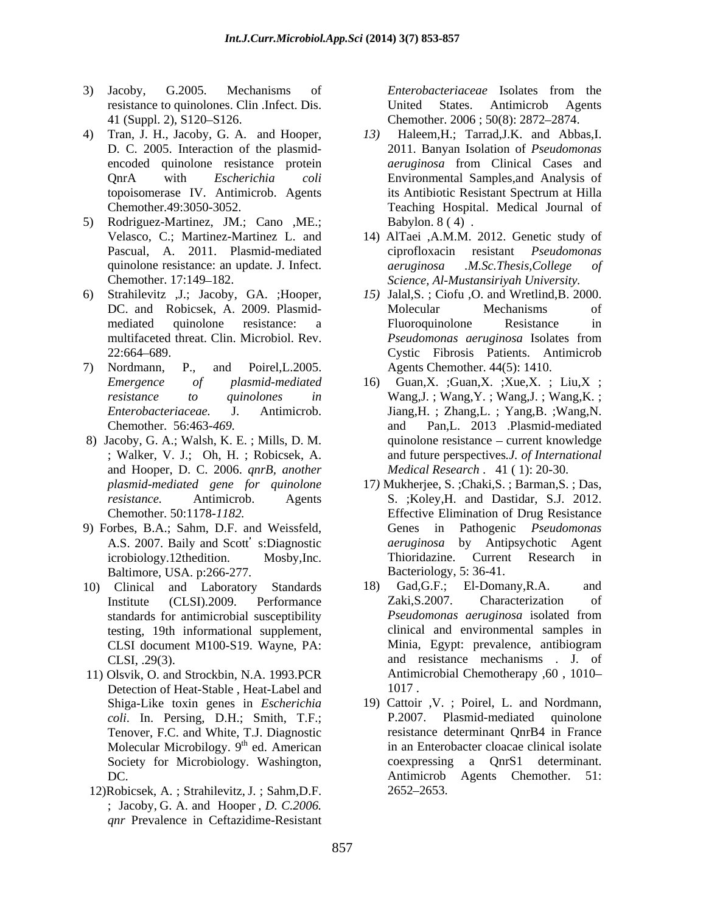3) Jacoby, G.2005. Mechanisms of resistance to quinolones. Clin .Infect. Dis. 41 (Suppl. 2), S120–S126.

4) Tran, J. H., Jacoby, G. A. and Hooper, D. C. 2005. Interaction of the plasmid-encoded quinolone resistance protein QnrA with *Escherichia coli* topoisomerase IV. Antimicrob. Agents Chemother.49:3050-3052.

5) Rodriguez-Martinez, JM.; Cano ,ME.; Velasco, C.; Martinez-Martinez L. and Pascual, A. 2011. Plasmid-mediated quinolone resistance: an update. J. Infect. Chemother. 17:149–182.

6) Strahilevitz ,J.; Jacoby, GA. ;Hooper, DC. and Robicsek, A. 2009. Plasmid-mediated quinolone resistance: a multifaceted threat. Clin. Microbiol. Rev. 22:664–689.

7) Nordmann, P., and Poirel,L.2005. *Emergence of plasmid-mediated resistance to quinolones in Enterobacteriaceae.* J. Antimicrob. Chemother. 56:463-*469.*

8) Jacoby, G. A.; Walsh, K. E. ; Mills, D. M. ; Walker, V. J.; Oh, H. ; Robicsek, A. and Hooper, D. C. 2006. *qnrB, another plasmid-mediated gene for quinolone resistance.* Antimicrob. Agents Chemother. 50:1178-*1182.*

9) Forbes, B.A.; Sahm, D.F. and Weissfeld, A.S. 2007. Baily and Scott' s:Diagnostic icrobiology.12thedition. Mosby,Inc. Baltimore, USA. p:266-277.

10) Clinical and Laboratory Standards Institute (CLSI).2009. Performance standards for antimicrobial susceptibility testing, 19th informational supplement, CLSI document M100-S19. Wayne, PA: CLSI, .29(3).

11) Olsvik, O. and Strockbin, N.A. 1993.PCR Detection of Heat-Stable , Heat-Label and Shiga-Like toxin genes in *Escherichia coli*. In. Persing, D.H.; Smith, T.F.; Tenover, F.C. and White, T.J. Diagnostic Molecular Microbilogy. 9th ed. American Society for Microbiology. Washington, DC.

12) Robicsek, A. ; Strahilevitz, J. ; Sahm,D.F. ; Jacoby, G. A. and Hooper , *D. C.2006. qnr* Prevalence in Ceftazidime-Resistant *Enterobacteriaceae* Isolates from the United States. Antimicrob Agents Chemother. 2006 ; 50(8): 2872–2874.

13) Haleem,H.; Tarrad,J.K. and Abbas,I. 2011. Banyan Isolation of *Pseudomonas aeruginosa* from Clinical Cases and Environmental Samples,and Analysis of its Antibiotic Resistant Spectrum at Hilla Teaching Hospital. Medical Journal of Babylon. 8 ( 4) .

14) AlTaei ,A.M.M. 2012. Genetic study of ciprofloxacin resistant *Pseudomonas aeruginosa .M.Sc.Thesis,College of Science, Al-Mustansiriyah University.*

15) Jalal,S. ; Ciofu ,O. and Wretlind,B. 2000. Molecular Mechanisms of Fluoroquinolone Resistance in *Pseudomonas aeruginosa* Isolates from Cystic Fibrosis Patients. Antimicrob Agents Chemother. 44(5): 1410.

16) Guan,X. ;Guan,X. ;Xue,X. ; Liu,X ; Wang,J. ; Wang,Y. ; Wang,J. ; Wang,K. ; Jiang,H. ; Zhang,L. ; Yang,B. ;Wang,N. and Pan,L. 2013 .Plasmid-mediated quinolone resistance – current knowledge and future perspectives.*J. of International Medical Research* . 41 ( 1): 20-30.

17) Mukherjee, S. ;Chaki,S. ; Barman,S. ; Das, S. ;Koley,H. and Dastidar, S.J. 2012. Effective Elimination of Drug Resistance Genes in Pathogenic *Pseudomonas aeruginosa* by Antipsychotic Agent Thioridazine. Current Research in Bacteriology, 5: 36-41.

18) Gad,G.F.; El-Domany,R.A. and Zaki,S.2007. Characterization of *Pseudomonas aeruginosa* isolated from clinical and environmental samples in Minia, Egypt: prevalence, antibiogram and resistance mechanisms . J. of Antimicrobial Chemotherapy ,60 , 1010–1017 .

19) Cattoir ,V. ; Poirel, L. and Nordmann, P.2007. Plasmid-mediated quinolone resistance determinant QnrB4 in France in an Enterobacter cloacae clinical isolate coexpressing a QnrS1 determinant. Antimicrob Agents Chemother. 51: 2652–2653.